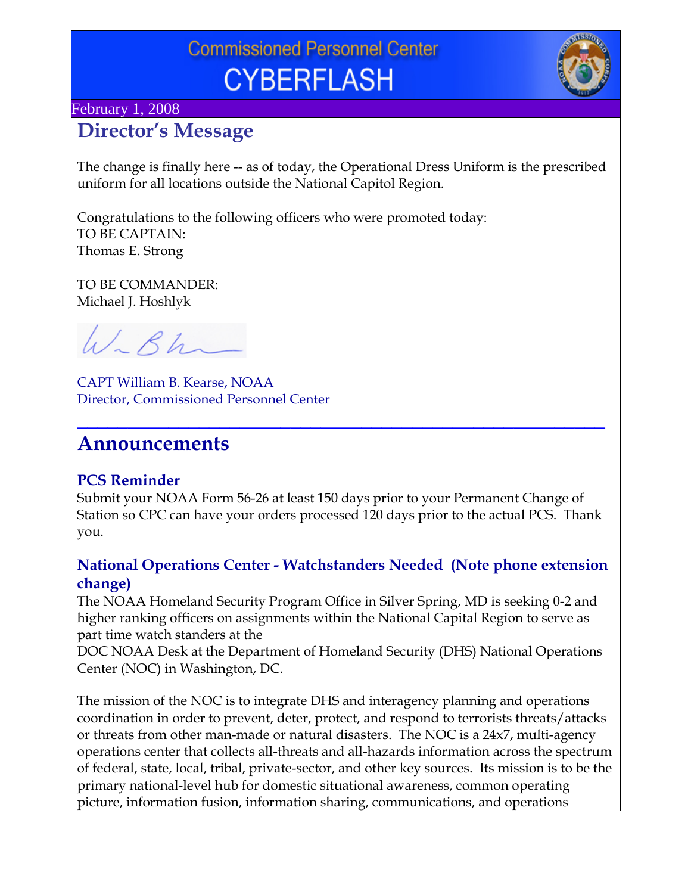# Commissioned Personnel Center CYBERFLASH

February 1, 2008

## Director's Message

The change is finally here -- as of today, the Operational Dress Uniform is the prescribed uniform for all locations outside the National Capitol Region.

Congratulations to the following officers who were promoted today:
TO BE CAPTAIN:
Thomas E. Strong

TO BE COMMANDER:
Michael J. Hoshlyk

CAPT William B. Kearse, NOAA
Director, Commissioned Personnel Center

---

## Announcements

### PCS Reminder

Submit your NOAA Form 56-26 at least 150 days prior to your Permanent Change of Station so CPC can have your orders processed 120 days prior to the actual PCS. Thank you.

### National Operations Center - Watchstanders Needed (Note phone extension change)

The NOAA Homeland Security Program Office in Silver Spring, MD is seeking 0-2 and higher ranking officers on assignments within the National Capital Region to serve as part time watch standers at the DOC NOAA Desk at the Department of Homeland Security (DHS) National Operations Center (NOC) in Washington, DC.

The mission of the NOC is to integrate DHS and interagency planning and operations coordination in order to prevent, deter, protect, and respond to terrorists threats/attacks or threats from other man-made or natural disasters. The NOC is a 24x7, multi-agency operations center that collects all-threats and all-hazards information across the spectrum of federal, state, local, tribal, private-sector, and other key sources. Its mission is to be the primary national-level hub for domestic situational awareness, common operating picture, information fusion, information sharing, communications, and operations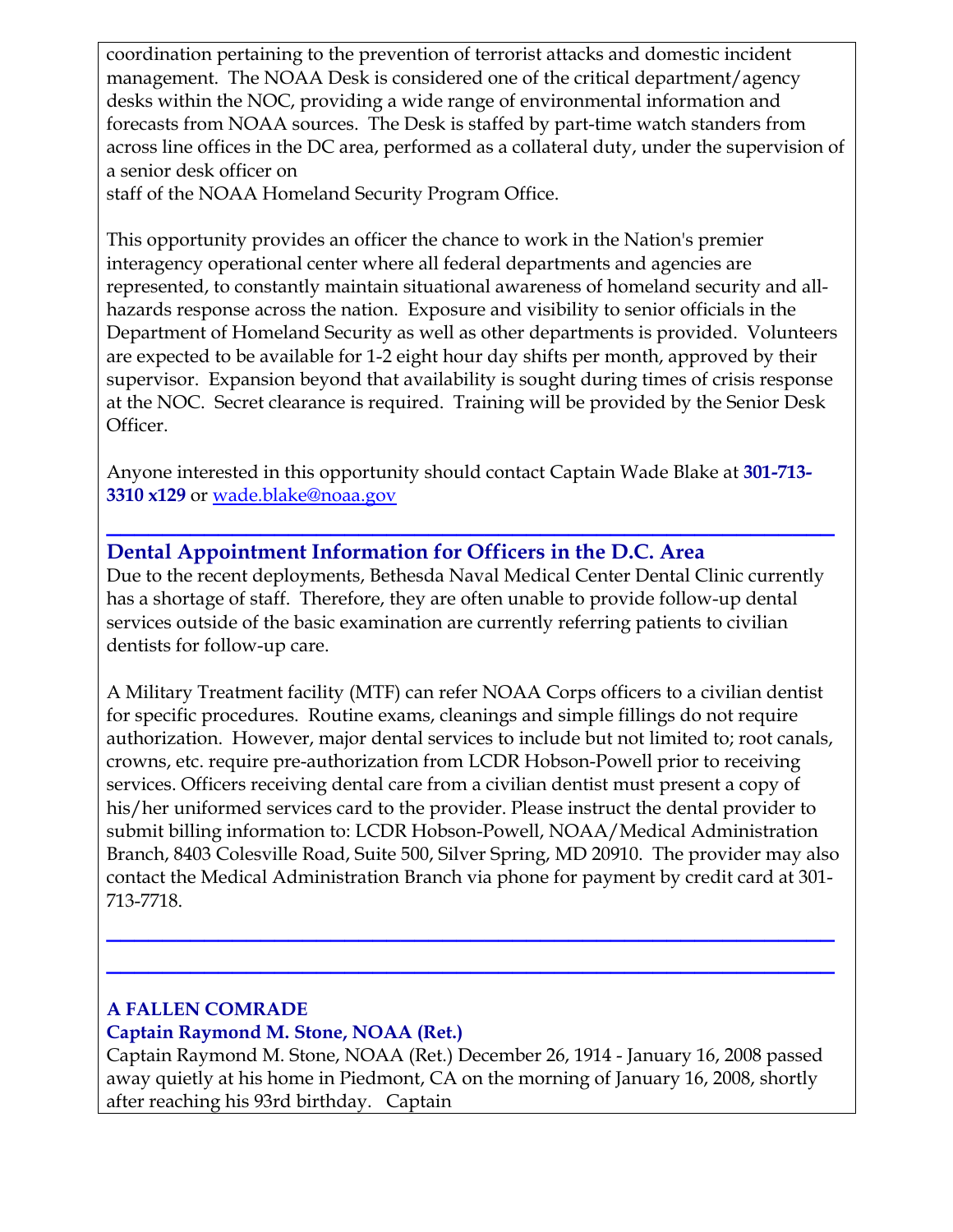coordination pertaining to the prevention of terrorist attacks and domestic incident management. The NOAA Desk is considered one of the critical department/agency desks within the NOC, providing a wide range of environmental information and forecasts from NOAA sources. The Desk is staffed by part-time watch standers from across line offices in the DC area, performed as a collateral duty, under the supervision of a senior desk officer on staff of the NOAA Homeland Security Program Office.

This opportunity provides an officer the chance to work in the Nation's premier interagency operational center where all federal departments and agencies are represented, to constantly maintain situational awareness of homeland security and all-hazards response across the nation. Exposure and visibility to senior officials in the Department of Homeland Security as well as other departments is provided. Volunteers are expected to be available for 1-2 eight hour day shifts per month, approved by their supervisor. Expansion beyond that availability is sought during times of crisis response at the NOC. Secret clearance is required. Training will be provided by the Senior Desk Officer.

Anyone interested in this opportunity should contact Captain Wade Blake at **301-713-3310 x129** or wade.blake@noaa.gov

---

## Dental Appointment Information for Officers in the D.C. Area

Due to the recent deployments, Bethesda Naval Medical Center Dental Clinic currently has a shortage of staff. Therefore, they are often unable to provide follow-up dental services outside of the basic examination are currently referring patients to civilian dentists for follow-up care.

A Military Treatment facility (MTF) can refer NOAA Corps officers to a civilian dentist for specific procedures. Routine exams, cleanings and simple fillings do not require authorization. However, major dental services to include but not limited to; root canals, crowns, etc. require pre-authorization from LCDR Hobson-Powell prior to receiving services. Officers receiving dental care from a civilian dentist must present a copy of his/her uniformed services card to the provider. Please instruct the dental provider to submit billing information to: LCDR Hobson-Powell, NOAA/Medical Administration Branch, 8403 Colesville Road, Suite 500, Silver Spring, MD 20910. The provider may also contact the Medical Administration Branch via phone for payment by credit card at 301-713-7718.

---

---

### A FALLEN COMRADE

### Captain Raymond M. Stone, NOAA (Ret.)

Captain Raymond M. Stone, NOAA (Ret.) December 26, 1914 - January 16, 2008 passed away quietly at his home in Piedmont, CA on the morning of January 16, 2008, shortly after reaching his 93rd birthday. Captain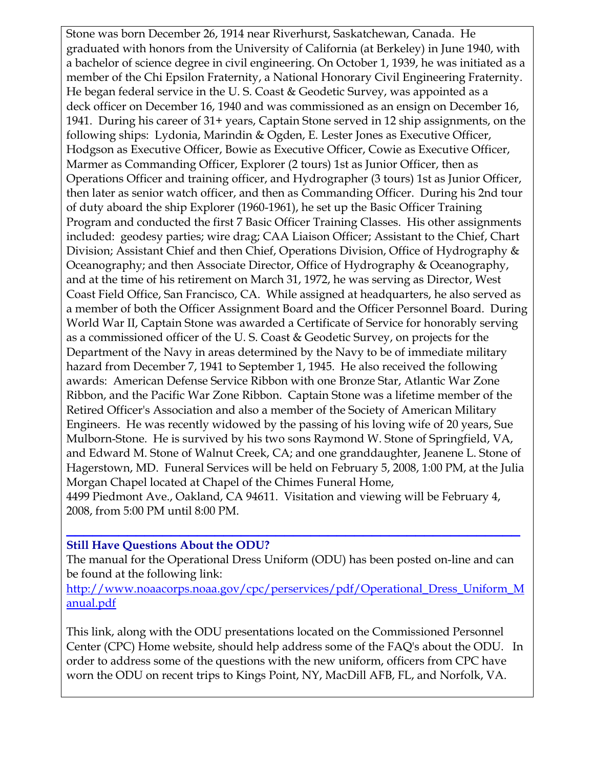Stone was born December 26, 1914 near Riverhurst, Saskatchewan, Canada. He graduated with honors from the University of California (at Berkeley) in June 1940, with a bachelor of science degree in civil engineering. On October 1, 1939, he was initiated as a member of the Chi Epsilon Fraternity, a National Honorary Civil Engineering Fraternity. He began federal service in the U. S. Coast & Geodetic Survey, was appointed as a deck officer on December 16, 1940 and was commissioned as an ensign on December 16, 1941. During his career of 31+ years, Captain Stone served in 12 ship assignments, on the following ships: Lydonia, Marindin & Ogden, E. Lester Jones as Executive Officer, Hodgson as Executive Officer, Bowie as Executive Officer, Cowie as Executive Officer, Marmer as Commanding Officer, Explorer (2 tours) 1st as Junior Officer, then as Operations Officer and training officer, and Hydrographer (3 tours) 1st as Junior Officer, then later as senior watch officer, and then as Commanding Officer. During his 2nd tour of duty aboard the ship Explorer (1960-1961), he set up the Basic Officer Training Program and conducted the first 7 Basic Officer Training Classes. His other assignments included: geodesy parties; wire drag; CAA Liaison Officer; Assistant to the Chief, Chart Division; Assistant Chief and then Chief, Operations Division, Office of Hydrography & Oceanography; and then Associate Director, Office of Hydrography & Oceanography, and at the time of his retirement on March 31, 1972, he was serving as Director, West Coast Field Office, San Francisco, CA. While assigned at headquarters, he also served as a member of both the Officer Assignment Board and the Officer Personnel Board. During World War II, Captain Stone was awarded a Certificate of Service for honorably serving as a commissioned officer of the U. S. Coast & Geodetic Survey, on projects for the Department of the Navy in areas determined by the Navy to be of immediate military hazard from December 7, 1941 to September 1, 1945. He also received the following awards: American Defense Service Ribbon with one Bronze Star, Atlantic War Zone Ribbon, and the Pacific War Zone Ribbon. Captain Stone was a lifetime member of the Retired Officer's Association and also a member of the Society of American Military Engineers. He was recently widowed by the passing of his loving wife of 20 years, Sue Mulborn-Stone. He is survived by his two sons Raymond W. Stone of Springfield, VA, and Edward M. Stone of Walnut Creek, CA; and one granddaughter, Jeanene L. Stone of Hagerstown, MD. Funeral Services will be held on February 5, 2008, 1:00 PM, at the Julia Morgan Chapel located at Chapel of the Chimes Funeral Home, 4499 Piedmont Ave., Oakland, CA 94611. Visitation and viewing will be February 4, 2008, from 5:00 PM until 8:00 PM.

---

**Still Have Questions About the ODU?**

The manual for the Operational Dress Uniform (ODU) has been posted on-line and can be found at the following link:
http://www.noaacorps.noaa.gov/cpc/perservices/pdf/Operational_Dress_Uniform_Manual.pdf

This link, along with the ODU presentations located on the Commissioned Personnel Center (CPC) Home website, should help address some of the FAQ's about the ODU. In order to address some of the questions with the new uniform, officers from CPC have worn the ODU on recent trips to Kings Point, NY, MacDill AFB, FL, and Norfolk, VA.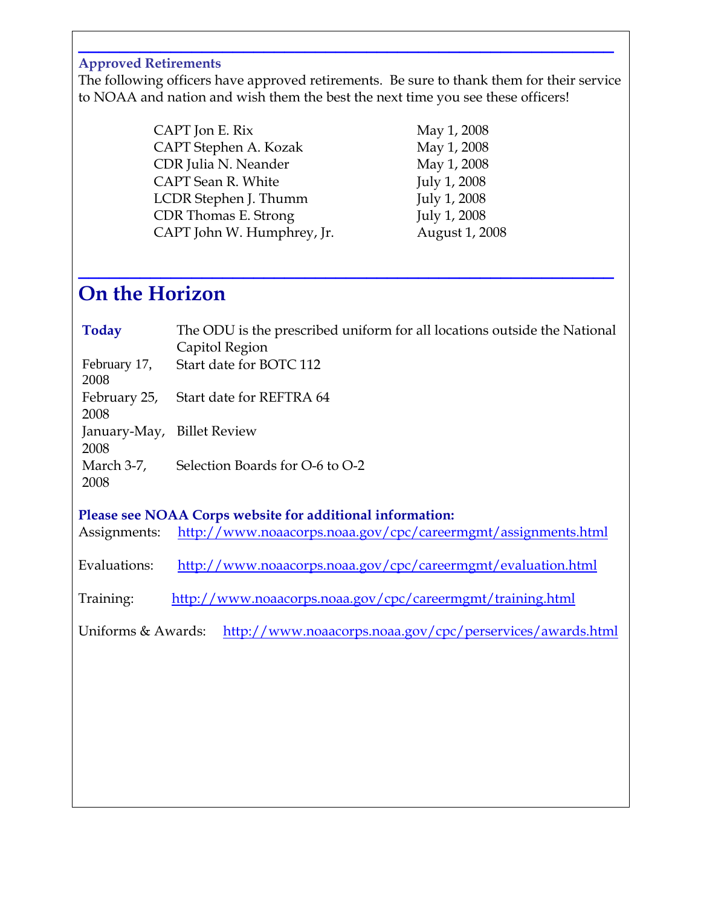### Approved Retirements

The following officers have approved retirements. Be sure to thank them for their service to NOAA and nation and wish them the best the next time you see these officers!

| | |
|---|---|
| CAPT Jon E. Rix | May 1, 2008 |
| CAPT Stephen A. Kozak | May 1, 2008 |
| CDR Julia N. Neander | May 1, 2008 |
| CAPT Sean R. White | July 1, 2008 |
| LCDR Stephen J. Thumm | July 1, 2008 |
| CDR Thomas E. Strong | July 1, 2008 |
| CAPT John W. Humphrey, Jr. | August 1, 2008 |

# On the Horizon

| | |
|---|---|
| **Today** | The ODU is the prescribed uniform for all locations outside the National Capitol Region |
| February 17, 2008 | Start date for BOTC 112 |
| February 25, 2008 | Start date for REFTRA 64 |
| January-May, 2008 | Billet Review |
| March 3-7, 2008 | Selection Boards for O-6 to O-2 |

**Please see NOAA Corps website for additional information:**

Assignments: http://www.noaacorps.noaa.gov/cpc/careermgmt/assignments.html

Evaluations: http://www.noaacorps.noaa.gov/cpc/careermgmt/evaluation.html

Training: http://www.noaacorps.noaa.gov/cpc/careermgmt/training.html

Uniforms & Awards: http://www.noaacorps.noaa.gov/cpc/perservices/awards.html